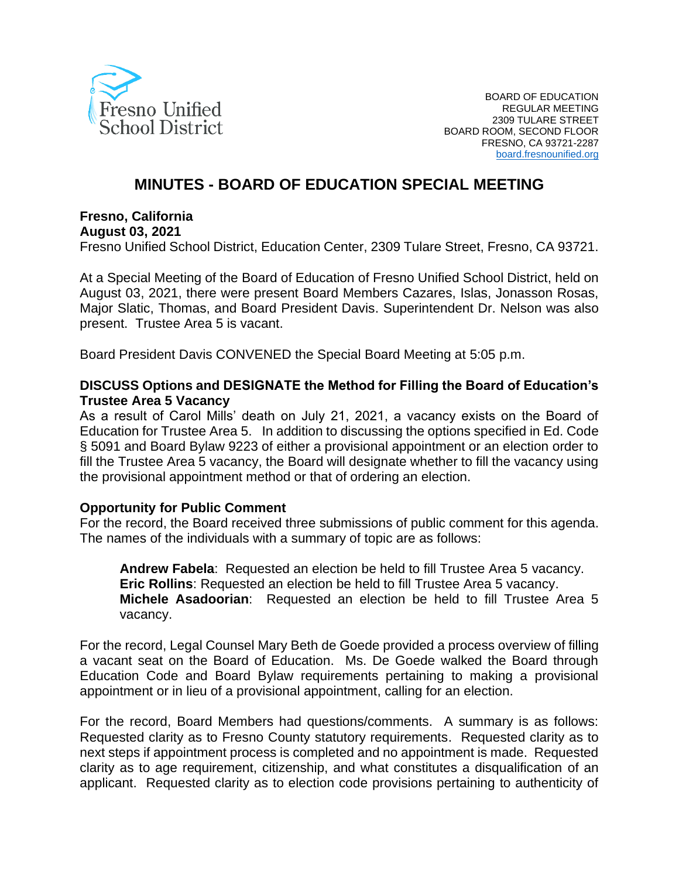Fresno Unified School District

BOARD OF EDUCATION
REGULAR MEETING
2309 TULARE STREET
BOARD ROOM, SECOND FLOOR
FRESNO, CA 93721-2287
board.fresnounified.org

# MINUTES - BOARD OF EDUCATION SPECIAL MEETING

**Fresno, California**
**August 03, 2021**
Fresno Unified School District, Education Center, 2309 Tulare Street, Fresno, CA 93721.

At a Special Meeting of the Board of Education of Fresno Unified School District, held on August 03, 2021, there were present Board Members Cazares, Islas, Jonasson Rosas, Major Slatic, Thomas, and Board President Davis. Superintendent Dr. Nelson was also present. Trustee Area 5 is vacant.

Board President Davis CONVENED the Special Board Meeting at 5:05 p.m.

**DISCUSS Options and DESIGNATE the Method for Filling the Board of Education's Trustee Area 5 Vacancy**
As a result of Carol Mills' death on July 21, 2021, a vacancy exists on the Board of Education for Trustee Area 5. In addition to discussing the options specified in Ed. Code § 5091 and Board Bylaw 9223 of either a provisional appointment or an election order to fill the Trustee Area 5 vacancy, the Board will designate whether to fill the vacancy using the provisional appointment method or that of ordering an election.

**Opportunity for Public Comment**
For the record, the Board received three submissions of public comment for this agenda. The names of the individuals with a summary of topic are as follows:

> **Andrew Fabela**: Requested an election be held to fill Trustee Area 5 vacancy.
> **Eric Rollins**: Requested an election be held to fill Trustee Area 5 vacancy.
> **Michele Asadoorian**: Requested an election be held to fill Trustee Area 5 vacancy.

For the record, Legal Counsel Mary Beth de Goede provided a process overview of filling a vacant seat on the Board of Education. Ms. De Goede walked the Board through Education Code and Board Bylaw requirements pertaining to making a provisional appointment or in lieu of a provisional appointment, calling for an election.

For the record, Board Members had questions/comments. A summary is as follows: Requested clarity as to Fresno County statutory requirements. Requested clarity as to next steps if appointment process is completed and no appointment is made. Requested clarity as to age requirement, citizenship, and what constitutes a disqualification of an applicant. Requested clarity as to election code provisions pertaining to authenticity of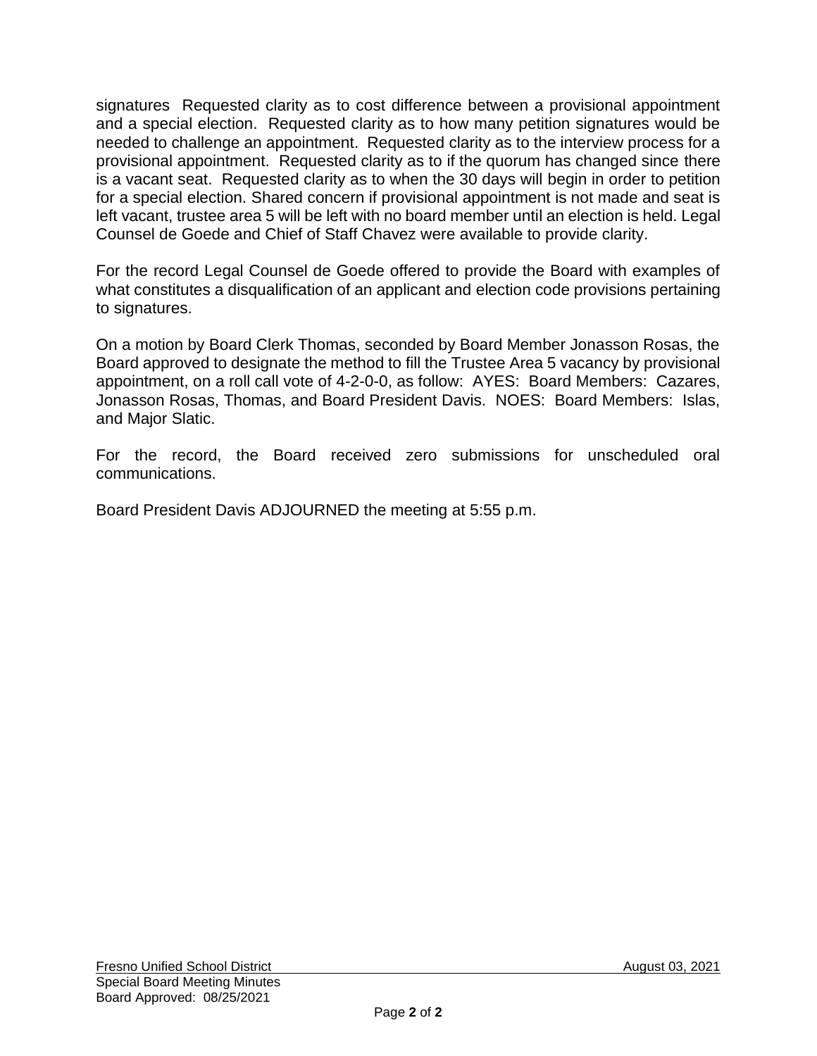signatures Requested clarity as to cost difference between a provisional appointment and a special election. Requested clarity as to how many petition signatures would be needed to challenge an appointment. Requested clarity as to the interview process for a provisional appointment. Requested clarity as to if the quorum has changed since there is a vacant seat. Requested clarity as to when the 30 days will begin in order to petition for a special election. Shared concern if provisional appointment is not made and seat is left vacant, trustee area 5 will be left with no board member until an election is held. Legal Counsel de Goede and Chief of Staff Chavez were available to provide clarity.

For the record Legal Counsel de Goede offered to provide the Board with examples of what constitutes a disqualification of an applicant and election code provisions pertaining to signatures.

On a motion by Board Clerk Thomas, seconded by Board Member Jonasson Rosas, the Board approved to designate the method to fill the Trustee Area 5 vacancy by provisional appointment, on a roll call vote of 4-2-0-0, as follow: AYES: Board Members: Cazares, Jonasson Rosas, Thomas, and Board President Davis. NOES: Board Members: Islas, and Major Slatic.

For the record, the Board received zero submissions for unscheduled oral communications.

Board President Davis ADJOURNED the meeting at 5:55 p.m.